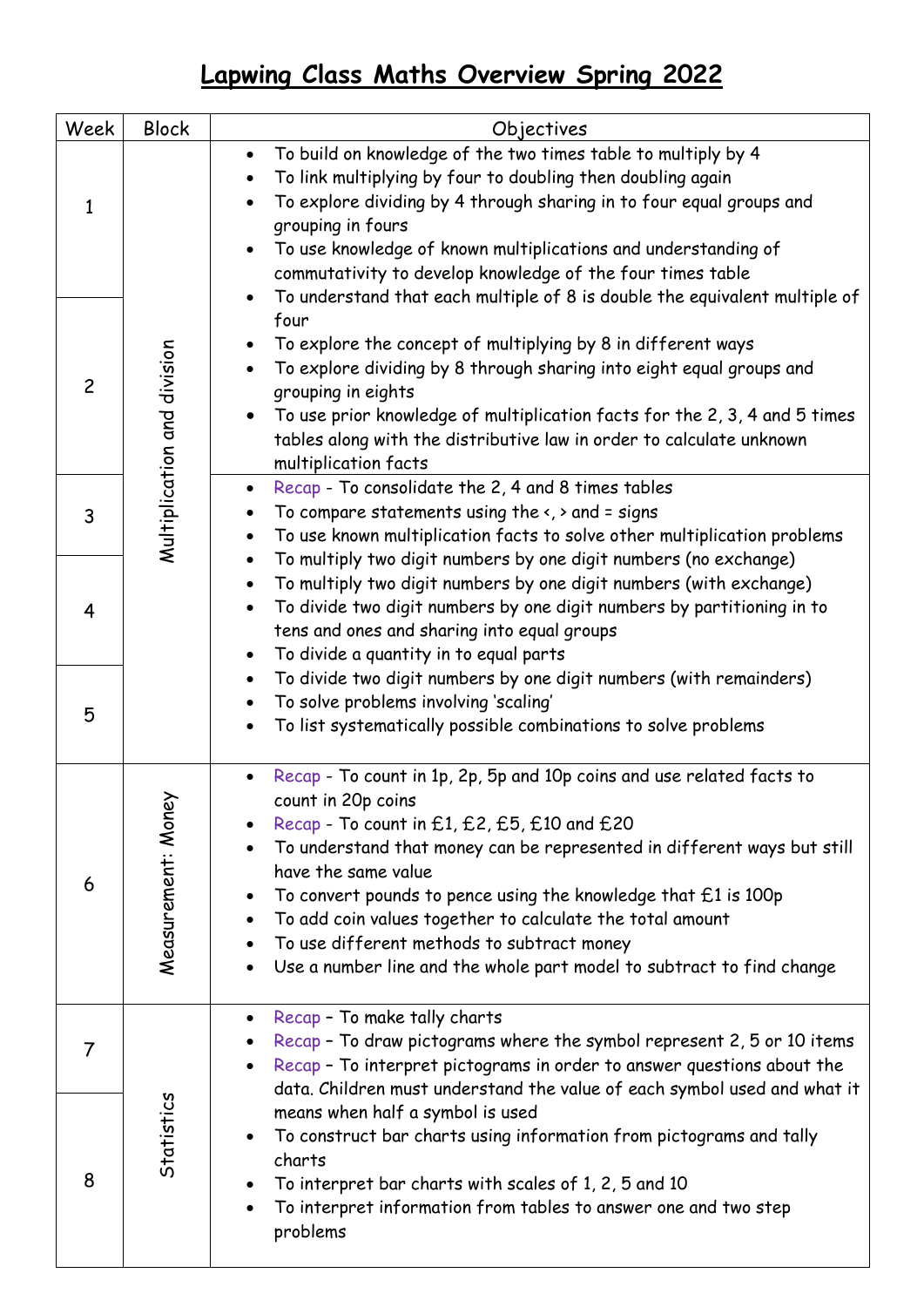# Lapwing Class Maths Overview Spring 2022

| Week | Block | Objectives |
|---|---|---|
| 1<br>2 | Multiplication and division | • To build on knowledge of the two times table to multiply by 4<br>• To link multiplying by four to doubling then doubling again<br>• To explore dividing by 4 through sharing in to four equal groups and grouping in fours<br>• To use knowledge of known multiplications and understanding of commutativity to develop knowledge of the four times table<br>• To understand that each multiple of 8 is double the equivalent multiple of four<br>• To explore the concept of multiplying by 8 in different ways<br>• To explore dividing by 8 through sharing into eight equal groups and grouping in eights<br>• To use prior knowledge of multiplication facts for the 2, 3, 4 and 5 times tables along with the distributive law in order to calculate unknown multiplication facts |
| 3<br>4<br>5 | | • Recap - To consolidate the 2, 4 and 8 times tables<br>• To compare statements using the <, > and = signs<br>• To use known multiplication facts to solve other multiplication problems<br>• To multiply two digit numbers by one digit numbers (no exchange)<br>• To multiply two digit numbers by one digit numbers (with exchange)<br>• To divide two digit numbers by one digit numbers by partitioning in to tens and ones and sharing into equal groups<br>• To divide a quantity in to equal parts<br>• To divide two digit numbers by one digit numbers (with remainders)<br>• To solve problems involving 'scaling'<br>• To list systematically possible combinations to solve problems |
| 6 | Measurement: Money | • Recap - To count in 1p, 2p, 5p and 10p coins and use related facts to count in 20p coins<br>• Recap - To count in £1, £2, £5, £10 and £20<br>• To understand that money can be represented in different ways but still have the same value<br>• To convert pounds to pence using the knowledge that £1 is 100p<br>• To add coin values together to calculate the total amount<br>• To use different methods to subtract money<br>• Use a number line and the whole part model to subtract to find change |
| 7<br>8 | Statistics | • Recap – To make tally charts<br>• Recap – To draw pictograms where the symbol represent 2, 5 or 10 items<br>• Recap – To interpret pictograms in order to answer questions about the data. Children must understand the value of each symbol used and what it means when half a symbol is used<br>• To construct bar charts using information from pictograms and tally charts<br>• To interpret bar charts with scales of 1, 2, 5 and 10<br>• To interpret information from tables to answer one and two step problems |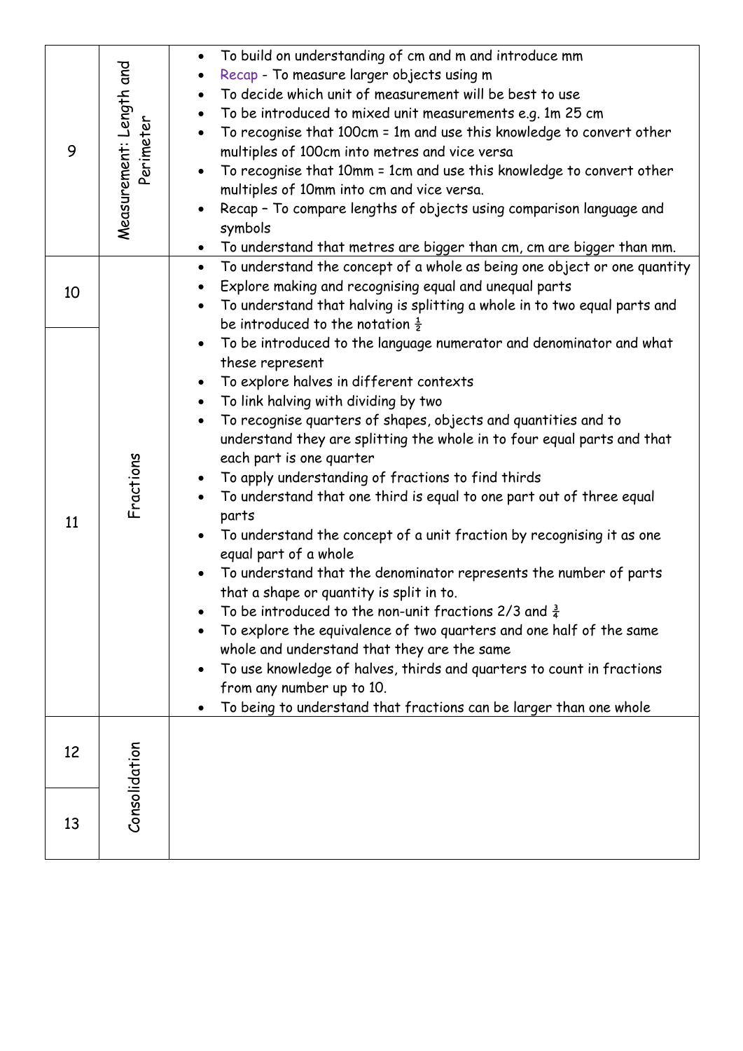| | | |
|---|---|---|
| 9 | Measurement: Length and Perimeter | • To build on understanding of cm and m and introduce mm<br>• Recap - To measure larger objects using m<br>• To decide which unit of measurement will be best to use<br>• To be introduced to mixed unit measurements e.g. 1m 25 cm<br>• To recognise that 100cm = 1m and use this knowledge to convert other multiples of 100cm into metres and vice versa<br>• To recognise that 10mm = 1cm and use this knowledge to convert other multiples of 10mm into cm and vice versa.<br>• Recap – To compare lengths of objects using comparison language and symbols<br>• To understand that metres are bigger than cm, cm are bigger than mm. |
| 10 | Fractions | • To understand the concept of a whole as being one object or one quantity<br>• Explore making and recognising equal and unequal parts<br>• To understand that halving is splitting a whole in to two equal parts and be introduced to the notation $\frac{1}{2}$ |
| 11 | | • To be introduced to the language numerator and denominator and what these represent<br>• To explore halves in different contexts<br>• To link halving with dividing by two<br>• To recognise quarters of shapes, objects and quantities and to understand they are splitting the whole in to four equal parts and that each part is one quarter<br>• To apply understanding of fractions to find thirds<br>• To understand that one third is equal to one part out of three equal parts<br>• To understand the concept of a unit fraction by recognising it as one equal part of a whole<br>• To understand that the denominator represents the number of parts that a shape or quantity is split in to.<br>• To be introduced to the non-unit fractions 2/3 and $\frac{3}{4}$<br>• To explore the equivalence of two quarters and one half of the same whole and understand that they are the same<br>• To use knowledge of halves, thirds and quarters to count in fractions from any number up to 10.<br>• To being to understand that fractions can be larger than one whole |
| 12 | Consolidation | |
| 13 | | |